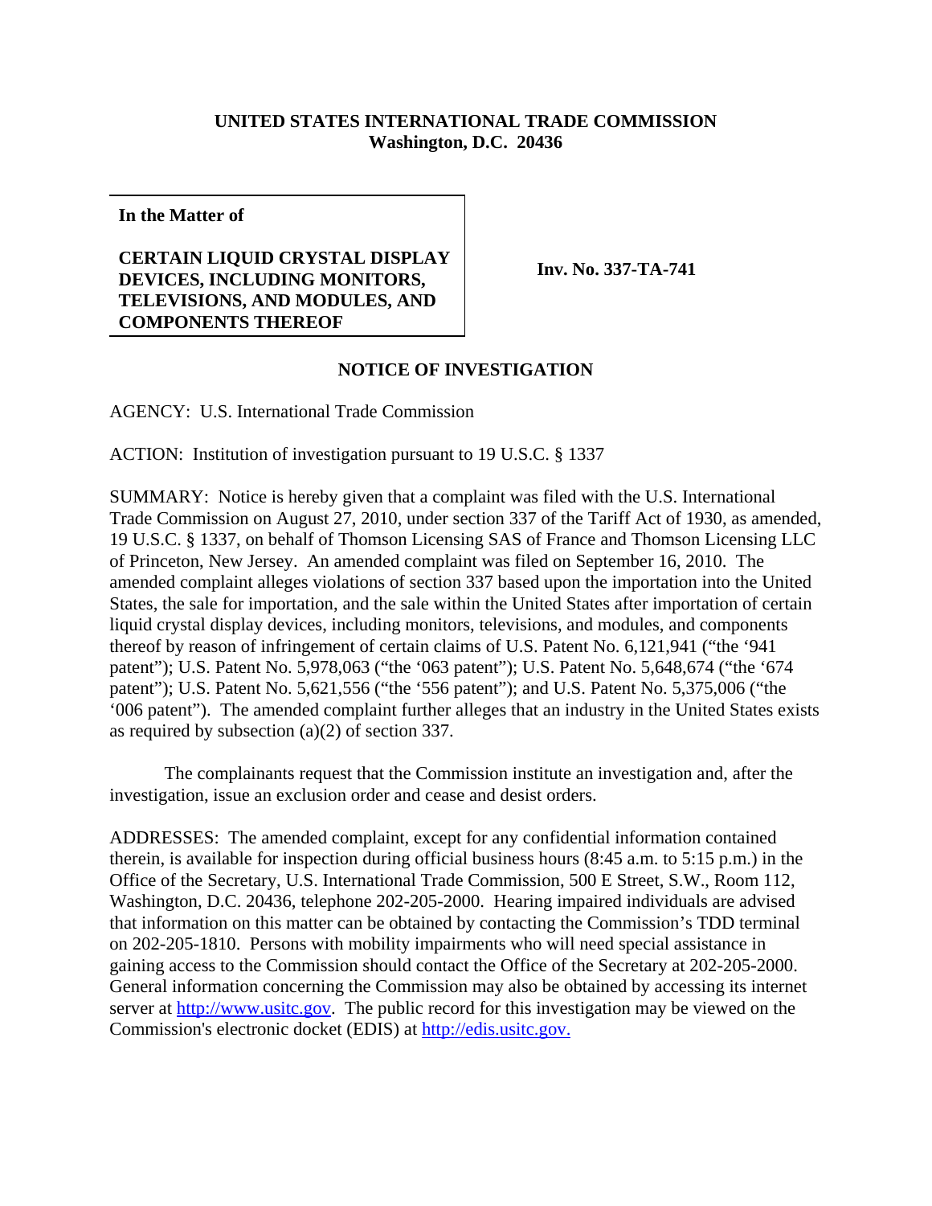**UNITED STATES INTERNATIONAL TRADE COMMISSION**
**Washington, D.C. 20436**

**In the Matter of**

**CERTAIN LIQUID CRYSTAL DISPLAY DEVICES, INCLUDING MONITORS, TELEVISIONS, AND MODULES, AND COMPONENTS THEREOF**

**Inv. No. 337-TA-741**

## NOTICE OF INVESTIGATION

AGENCY: U.S. International Trade Commission

ACTION: Institution of investigation pursuant to 19 U.S.C. § 1337

SUMMARY: Notice is hereby given that a complaint was filed with the U.S. International Trade Commission on August 27, 2010, under section 337 of the Tariff Act of 1930, as amended, 19 U.S.C. § 1337, on behalf of Thomson Licensing SAS of France and Thomson Licensing LLC of Princeton, New Jersey. An amended complaint was filed on September 16, 2010. The amended complaint alleges violations of section 337 based upon the importation into the United States, the sale for importation, and the sale within the United States after importation of certain liquid crystal display devices, including monitors, televisions, and modules, and components thereof by reason of infringement of certain claims of U.S. Patent No. 6,121,941 ("the '941 patent"); U.S. Patent No. 5,978,063 ("the '063 patent"); U.S. Patent No. 5,648,674 ("the '674 patent"); U.S. Patent No. 5,621,556 ("the '556 patent"); and U.S. Patent No. 5,375,006 ("the '006 patent"). The amended complaint further alleges that an industry in the United States exists as required by subsection (a)(2) of section 337.

The complainants request that the Commission institute an investigation and, after the investigation, issue an exclusion order and cease and desist orders.

ADDRESSES: The amended complaint, except for any confidential information contained therein, is available for inspection during official business hours (8:45 a.m. to 5:15 p.m.) in the Office of the Secretary, U.S. International Trade Commission, 500 E Street, S.W., Room 112, Washington, D.C. 20436, telephone 202-205-2000. Hearing impaired individuals are advised that information on this matter can be obtained by contacting the Commission's TDD terminal on 202-205-1810. Persons with mobility impairments who will need special assistance in gaining access to the Commission should contact the Office of the Secretary at 202-205-2000. General information concerning the Commission may also be obtained by accessing its internet server at http://www.usitc.gov. The public record for this investigation may be viewed on the Commission's electronic docket (EDIS) at http://edis.usitc.gov.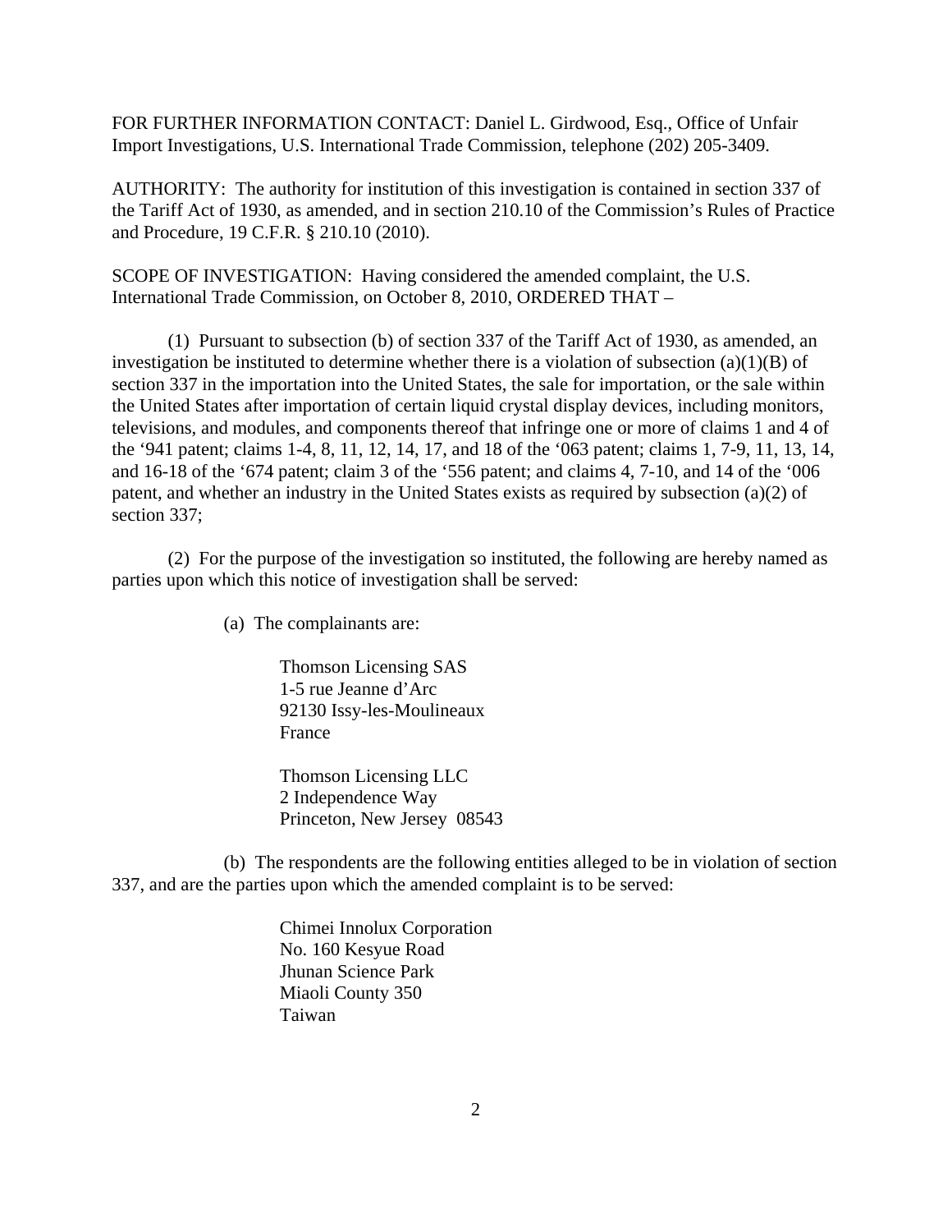FOR FURTHER INFORMATION CONTACT: Daniel L. Girdwood, Esq., Office of Unfair Import Investigations, U.S. International Trade Commission, telephone (202) 205-3409.

AUTHORITY: The authority for institution of this investigation is contained in section 337 of the Tariff Act of 1930, as amended, and in section 210.10 of the Commission's Rules of Practice and Procedure, 19 C.F.R. § 210.10 (2010).

SCOPE OF INVESTIGATION: Having considered the amended complaint, the U.S. International Trade Commission, on October 8, 2010, ORDERED THAT –

(1) Pursuant to subsection (b) of section 337 of the Tariff Act of 1930, as amended, an investigation be instituted to determine whether there is a violation of subsection (a)(1)(B) of section 337 in the importation into the United States, the sale for importation, or the sale within the United States after importation of certain liquid crystal display devices, including monitors, televisions, and modules, and components thereof that infringe one or more of claims 1 and 4 of the '941 patent; claims 1-4, 8, 11, 12, 14, 17, and 18 of the '063 patent; claims 1, 7-9, 11, 13, 14, and 16-18 of the '674 patent; claim 3 of the '556 patent; and claims 4, 7-10, and 14 of the '006 patent, and whether an industry in the United States exists as required by subsection (a)(2) of section 337;

(2) For the purpose of the investigation so instituted, the following are hereby named as parties upon which this notice of investigation shall be served:

(a) The complainants are:

Thomson Licensing SAS
1-5 rue Jeanne d'Arc
92130 Issy-les-Moulineaux
France

Thomson Licensing LLC
2 Independence Way
Princeton, New Jersey 08543

(b) The respondents are the following entities alleged to be in violation of section 337, and are the parties upon which the amended complaint is to be served:

Chimei Innolux Corporation
No. 160 Kesyue Road
Jhunan Science Park
Miaoli County 350
Taiwan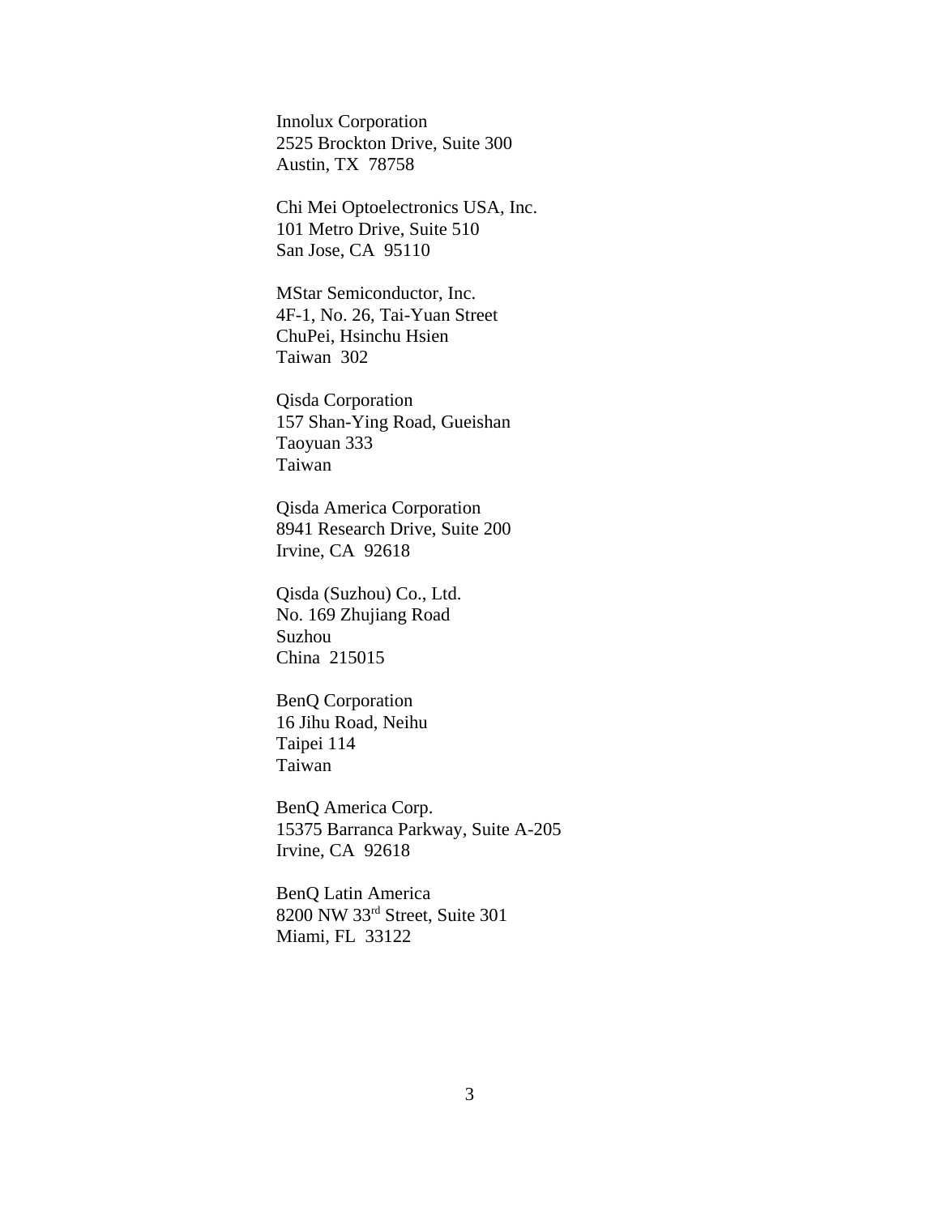Innolux Corporation
2525 Brockton Drive, Suite 300
Austin, TX  78758

Chi Mei Optoelectronics USA, Inc.
101 Metro Drive, Suite 510
San Jose, CA  95110

MStar Semiconductor, Inc.
4F-1, No. 26, Tai-Yuan Street
ChuPei, Hsinchu Hsien
Taiwan  302

Qisda Corporation
157 Shan-Ying Road, Gueishan
Taoyuan 333
Taiwan

Qisda America Corporation
8941 Research Drive, Suite 200
Irvine, CA  92618

Qisda (Suzhou) Co., Ltd.
No. 169 Zhujiang Road
Suzhou
China  215015

BenQ Corporation
16 Jihu Road, Neihu
Taipei 114
Taiwan

BenQ America Corp.
15375 Barranca Parkway, Suite A-205
Irvine, CA  92618

BenQ Latin America
8200 NW 33rd Street, Suite 301
Miami, FL  33122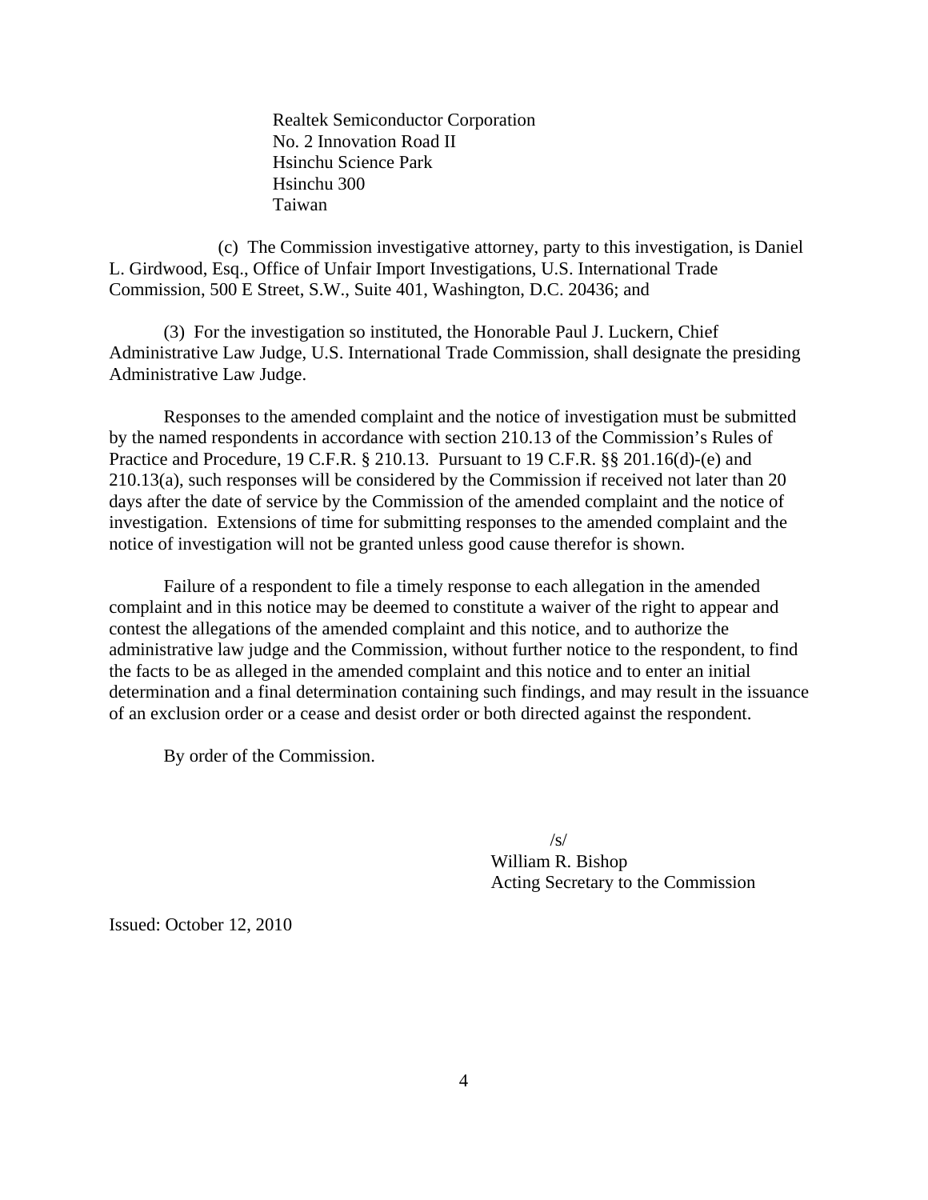Realtek Semiconductor Corporation
No. 2 Innovation Road II
Hsinchu Science Park
Hsinchu 300
Taiwan

(c) The Commission investigative attorney, party to this investigation, is Daniel L. Girdwood, Esq., Office of Unfair Import Investigations, U.S. International Trade Commission, 500 E Street, S.W., Suite 401, Washington, D.C. 20436; and

(3) For the investigation so instituted, the Honorable Paul J. Luckern, Chief Administrative Law Judge, U.S. International Trade Commission, shall designate the presiding Administrative Law Judge.

Responses to the amended complaint and the notice of investigation must be submitted by the named respondents in accordance with section 210.13 of the Commission's Rules of Practice and Procedure, 19 C.F.R. § 210.13. Pursuant to 19 C.F.R. §§ 201.16(d)-(e) and 210.13(a), such responses will be considered by the Commission if received not later than 20 days after the date of service by the Commission of the amended complaint and the notice of investigation. Extensions of time for submitting responses to the amended complaint and the notice of investigation will not be granted unless good cause therefor is shown.

Failure of a respondent to file a timely response to each allegation in the amended complaint and in this notice may be deemed to constitute a waiver of the right to appear and contest the allegations of the amended complaint and this notice, and to authorize the administrative law judge and the Commission, without further notice to the respondent, to find the facts to be as alleged in the amended complaint and this notice and to enter an initial determination and a final determination containing such findings, and may result in the issuance of an exclusion order or a cease and desist order or both directed against the respondent.

By order of the Commission.

/s/
William R. Bishop
Acting Secretary to the Commission

Issued: October 12, 2010